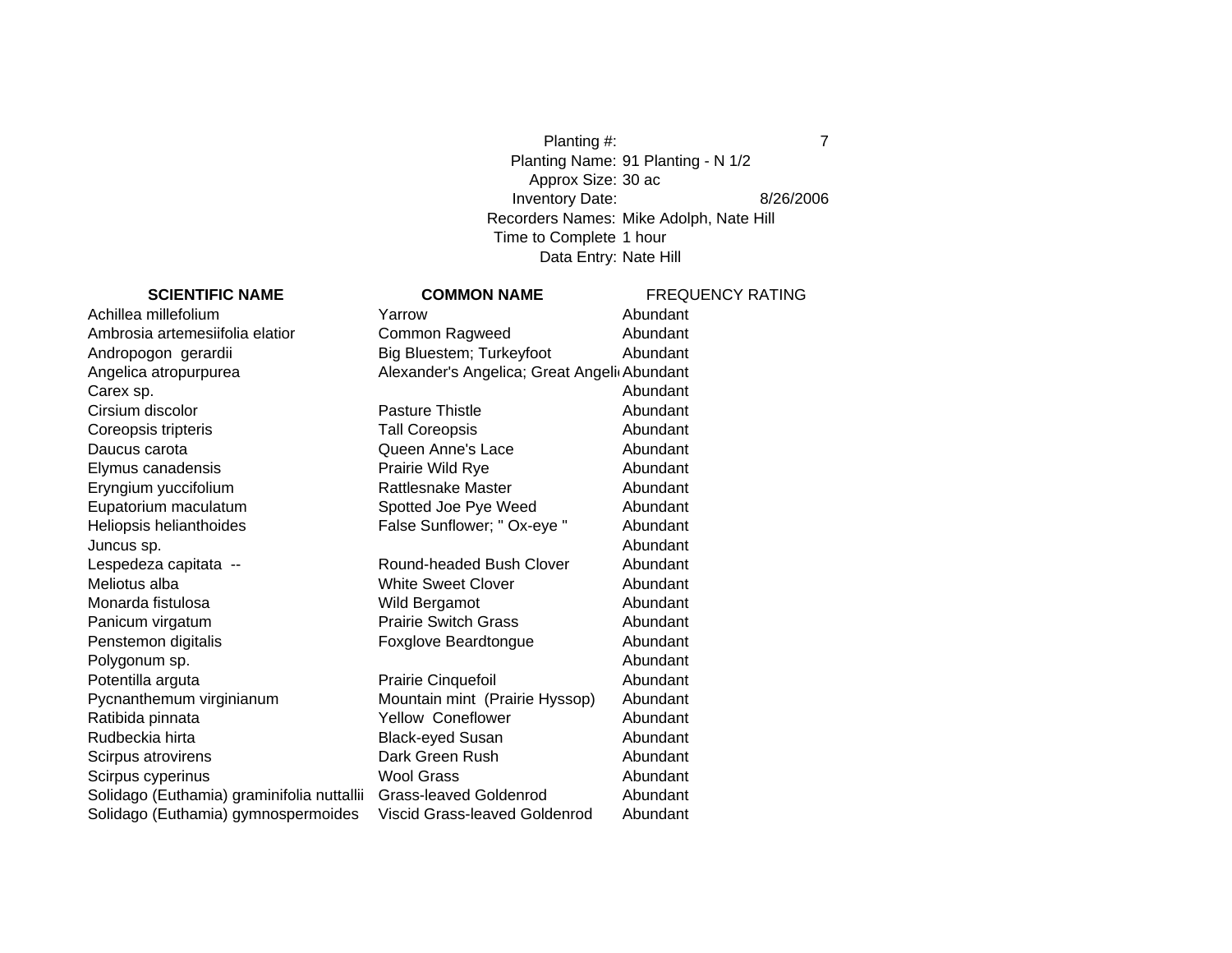Planting #: 7
Planting Name: 91 Planting - N 1/2
Approx Size: 30 ac
Inventory Date: 8/26/2006
Recorders Names: Mike Adolph, Nate Hill
Time to Complete 1 hour
Data Entry: Nate Hill

| SCIENTIFIC NAME | COMMON NAME | FREQUENCY RATING |
| --- | --- | --- |
| Achillea millefolium | Yarrow | Abundant |
| Ambrosia artemesiifolia elatior | Common Ragweed | Abundant |
| Andropogon gerardii | Big Bluestem; Turkeyfoot | Abundant |
| Angelica atropurpurea | Alexander's Angelica; Great Angeli | Abundant |
| Carex sp. | | Abundant |
| Cirsium discolor | Pasture Thistle | Abundant |
| Coreopsis tripteris | Tall Coreopsis | Abundant |
| Daucus carota | Queen Anne's Lace | Abundant |
| Elymus canadensis | Prairie Wild Rye | Abundant |
| Eryngium yuccifolium | Rattlesnake Master | Abundant |
| Eupatorium maculatum | Spotted Joe Pye Weed | Abundant |
| Heliopsis helianthoides | False Sunflower; " Ox-eye " | Abundant |
| Juncus sp. | | Abundant |
| Lespedeza capitata -- | Round-headed Bush Clover | Abundant |
| Meliotus alba | White Sweet Clover | Abundant |
| Monarda fistulosa | Wild Bergamot | Abundant |
| Panicum virgatum | Prairie Switch Grass | Abundant |
| Penstemon digitalis | Foxglove Beardtongue | Abundant |
| Polygonum sp. | | Abundant |
| Potentilla arguta | Prairie Cinquefoil | Abundant |
| Pycnanthemum virginianum | Mountain mint (Prairie Hyssop) | Abundant |
| Ratibida pinnata | Yellow Coneflower | Abundant |
| Rudbeckia hirta | Black-eyed Susan | Abundant |
| Scirpus atrovirens | Dark Green Rush | Abundant |
| Scirpus cyperinus | Wool Grass | Abundant |
| Solidago (Euthamia) graminifolia nuttallii | Grass-leaved Goldenrod | Abundant |
| Solidago (Euthamia) gymnospermoides | Viscid Grass-leaved Goldenrod | Abundant |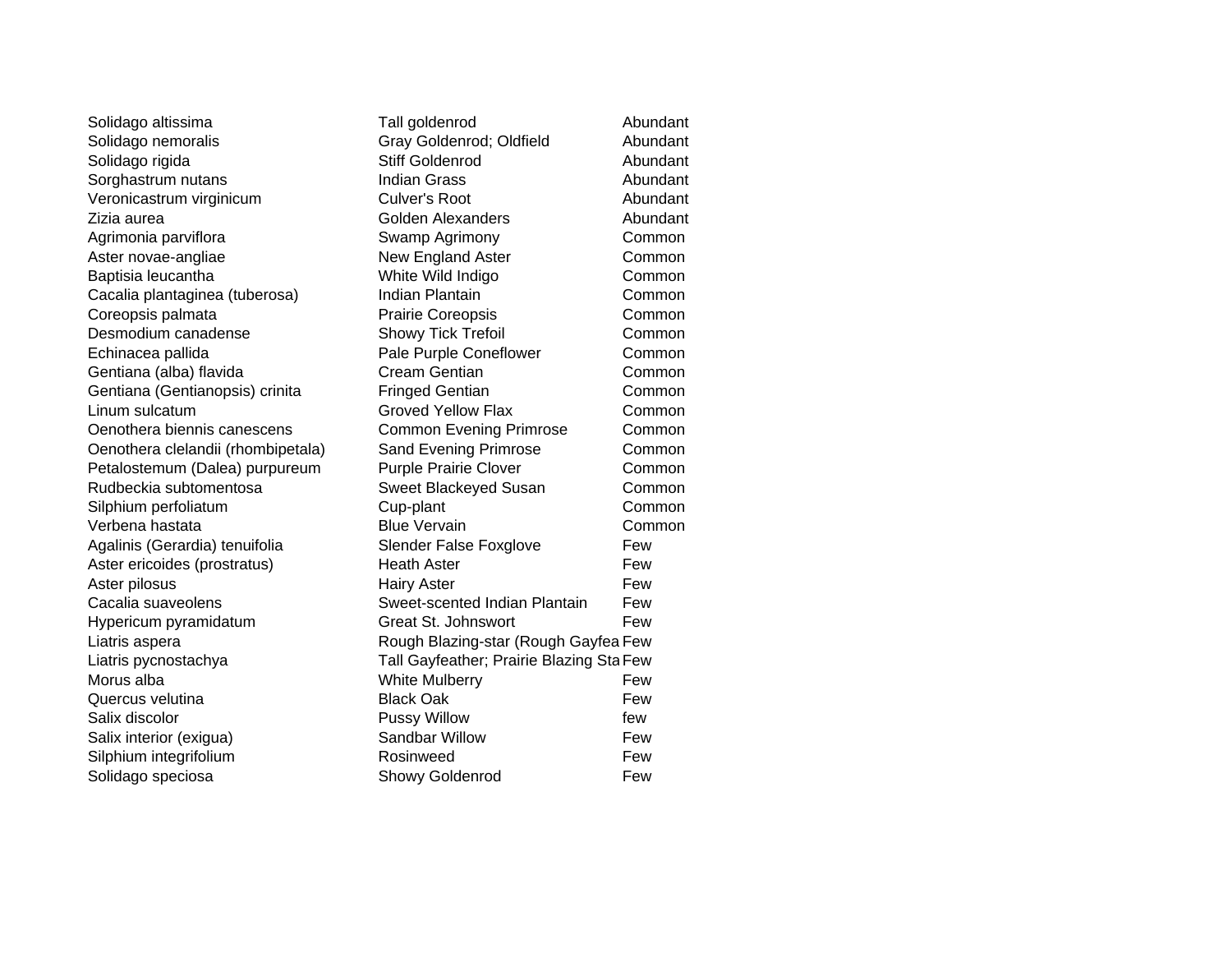| | | |
|---|---|---|
| Solidago altissima | Tall goldenrod | Abundant |
| Solidago nemoralis | Gray Goldenrod; Oldfield | Abundant |
| Solidago rigida | Stiff Goldenrod | Abundant |
| Sorghastrum nutans | Indian Grass | Abundant |
| Veronicastrum virginicum | Culver's Root | Abundant |
| Zizia aurea | Golden Alexanders | Abundant |
| Agrimonia parviflora | Swamp Agrimony | Common |
| Aster novae-angliae | New England Aster | Common |
| Baptisia leucantha | White Wild Indigo | Common |
| Cacalia plantaginea (tuberosa) | Indian Plantain | Common |
| Coreopsis palmata | Prairie Coreopsis | Common |
| Desmodium canadense | Showy Tick Trefoil | Common |
| Echinacea pallida | Pale Purple Coneflower | Common |
| Gentiana (alba) flavida | Cream Gentian | Common |
| Gentiana (Gentianopsis) crinita | Fringed Gentian | Common |
| Linum sulcatum | Groved Yellow Flax | Common |
| Oenothera biennis canescens | Common Evening Primrose | Common |
| Oenothera clelandii (rhombipetala) | Sand Evening Primrose | Common |
| Petalostemum (Dalea) purpureum | Purple Prairie Clover | Common |
| Rudbeckia subtomentosa | Sweet Blackeyed Susan | Common |
| Silphium perfoliatum | Cup-plant | Common |
| Verbena hastata | Blue Vervain | Common |
| Agalinis (Gerardia) tenuifolia | Slender False Foxglove | Few |
| Aster ericoides (prostratus) | Heath Aster | Few |
| Aster pilosus | Hairy Aster | Few |
| Cacalia suaveolens | Sweet-scented Indian Plantain | Few |
| Hypericum pyramidatum | Great St. Johnswort | Few |
| Liatris aspera | Rough Blazing-star (Rough Gayfea | Few |
| Liatris pycnostachya | Tall Gayfeather; Prairie Blazing Sta | Few |
| Morus alba | White Mulberry | Few |
| Quercus velutina | Black Oak | Few |
| Salix discolor | Pussy Willow | few |
| Salix interior (exigua) | Sandbar Willow | Few |
| Silphium integrifolium | Rosinweed | Few |
| Solidago speciosa | Showy Goldenrod | Few |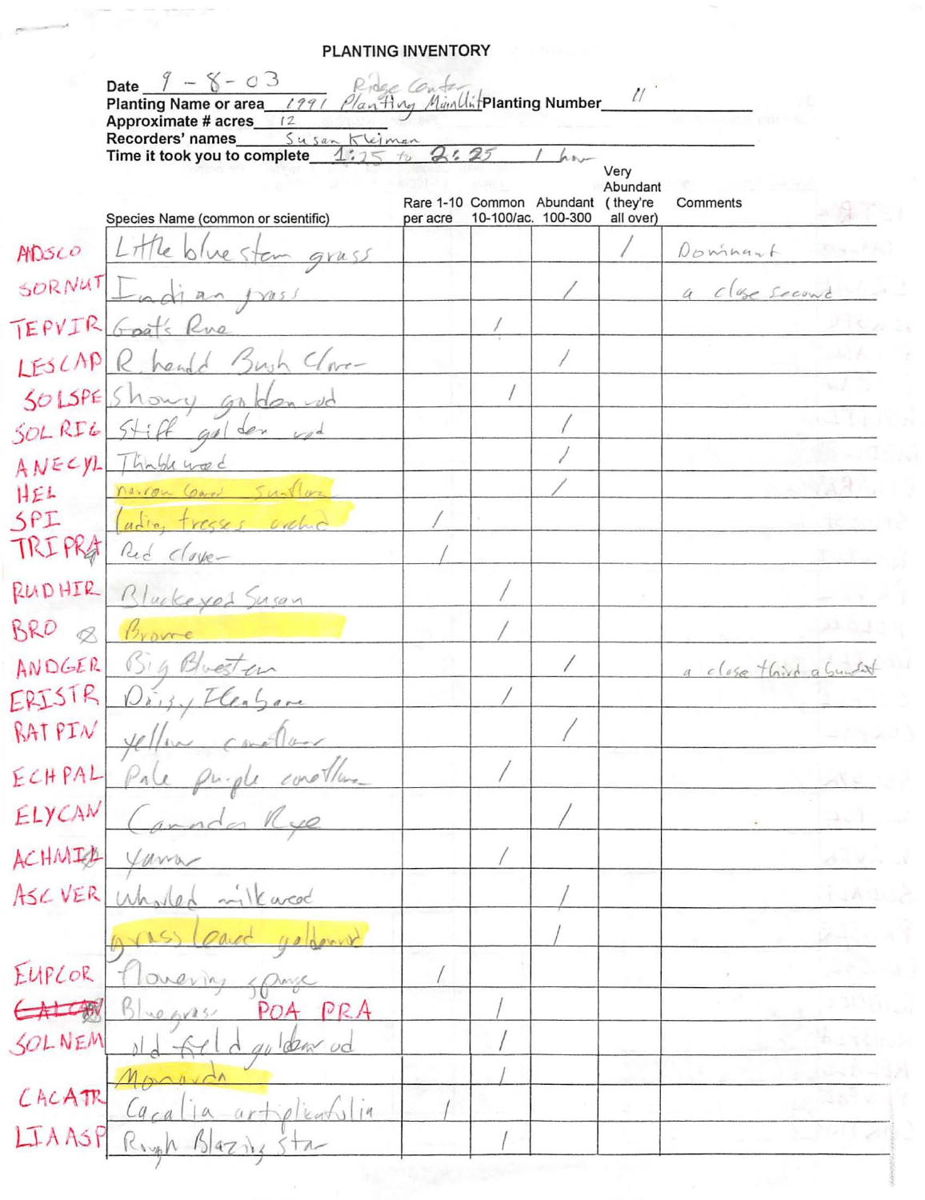# PLANTING INVENTORY

Date 9 - 8 - 03

Planting Name or area Ridge Center 1991 Planting Main Unit Planting Number 11

Approximate # acres 12

Recorders' names Susan Kleiman

Time it took you to complete 1:25 to 2:25 1 hour

| | Species Name (common or scientific) | Rare 1-10 per acre | Common 10-100/ac. | Abundant 100-300 | Very Abundant (they're all over) | Comments |
|---|---|---|---|---|---|---|
| ANDSCO | Little blue stem grass | | | | / | Dominant |
| SORNUT | Indian grass | | | / | | a close second |
| TEPVIR | Goat's Rue | | / | | | |
| LESCAP | R. headed Bush Clover | | | / | | |
| SOLSPE | Showy goldenrod | | / | | | |
| SOL RIG | Stiff golden rod | | | / | | |
| ANECYL | Thimble weed | | | / | | |
| HEL | narrow leaved Sunflower | | | / | | |
| SPI | ladies tresses orchid | / | | | | |
| TRIPRA | Red clover | / | | | | |
| RUDHIR | Blackeyed Susan | | / | | | |
| BRO ⊗ | Brome | | / | | | |
| ANDGER | Big Bluestem | | | / | | a close third abundant |
| ERISTR | Daisy Fleabane | | / | | | |
| RATPIN | yellow coneflower | | | / | | |
| ECHPAL | Pale purple coneflower | | / | | | |
| ELYCAN | Canada Rye | | | / | | |
| ACHMIL | yarrow | | / | | | |
| ASCVER | whorled milkweed | | | / | | |
| | grass leaved goldenrod | | | / | | |
| EUPCOR | Flowering spurge | / | | | | |
| ~~CALCAN~~ | Bluegrass POA PRA | | / | | | |
| SOLNEM | old field goldenrod | | / | | | |
| | Monarda | | / | | | |
| CACATR | Cacalia artiplicifolia | / | | | | |
| LIAASP | Rough Blazing Star | | / | | | |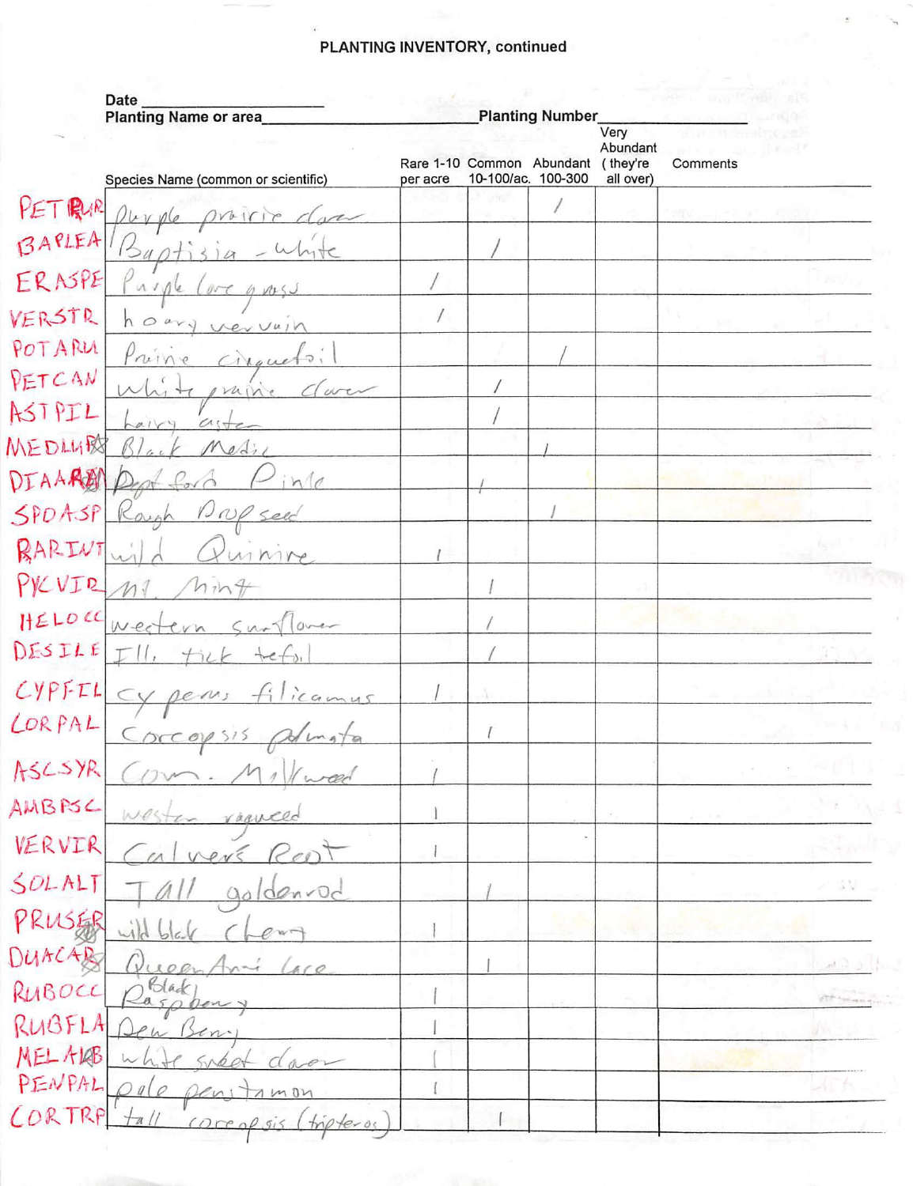# PLANTING INVENTORY, continued

Date ____________________

Planting Name or area ____________________ Planting Number ____________________

| | Species Name (common or scientific) | Rare 1-10 per acre | Common 10-100/ac. | Abundant 100-300 | Very Abundant (they're all over) | Comments |
|---|---|---|---|---|---|---|
| PETPUR | Purple prairie clover | | | / | | |
| BAPLEA | Baptisia - white | | / | | | |
| ERASPE | Purple love grass | / | | | | |
| VERSTR | hoary vervain | / | | | | |
| POTARU | Prairie cinquefoil | | | / | | |
| PETCAN | white prairie clover | | / | | | |
| ASTPIL | hairy aster | | / | | | |
| MEDLUP | Black Medic | | | / | | |
| DIAARM | Dept ford Pink | | / | | | |
| SPOASP | Rough Dropseed | | | / | | |
| PARINT | wild Quinine | / | | | | |
| PYCVIR | Mt. Mint | | / | | | |
| HELOCC | western sunflower | | / | | | |
| DESILE | Ill. tick trefoil | | / | | | |
| CYPFIL | Cyperus filicamus | / | | | | |
| CORPAL | Coreopsis palmata | | / | | | |
| ASCSYR | Com. Milkweed | / | | | | |
| AMBPSL | western ragweed | / | | | | |
| VERVIR | Culver's Root | / | | | | |
| SOLALT | Tall goldenrod | | / | | | |
| PRUSER | wild black cherry | / | | | | |
| DAUCAR | Queen Anne's lace | | / | | | |
| RUBOCC | Black Raspberry | / | | | | |
| RUBFLA | Dew Berry | / | | | | |
| MELALB | white sweet clover | / | | | | |
| PENPAL | pale penstamon | / | | | | |
| CORTRP | tall coreopsis (tripteris) | | / | | | |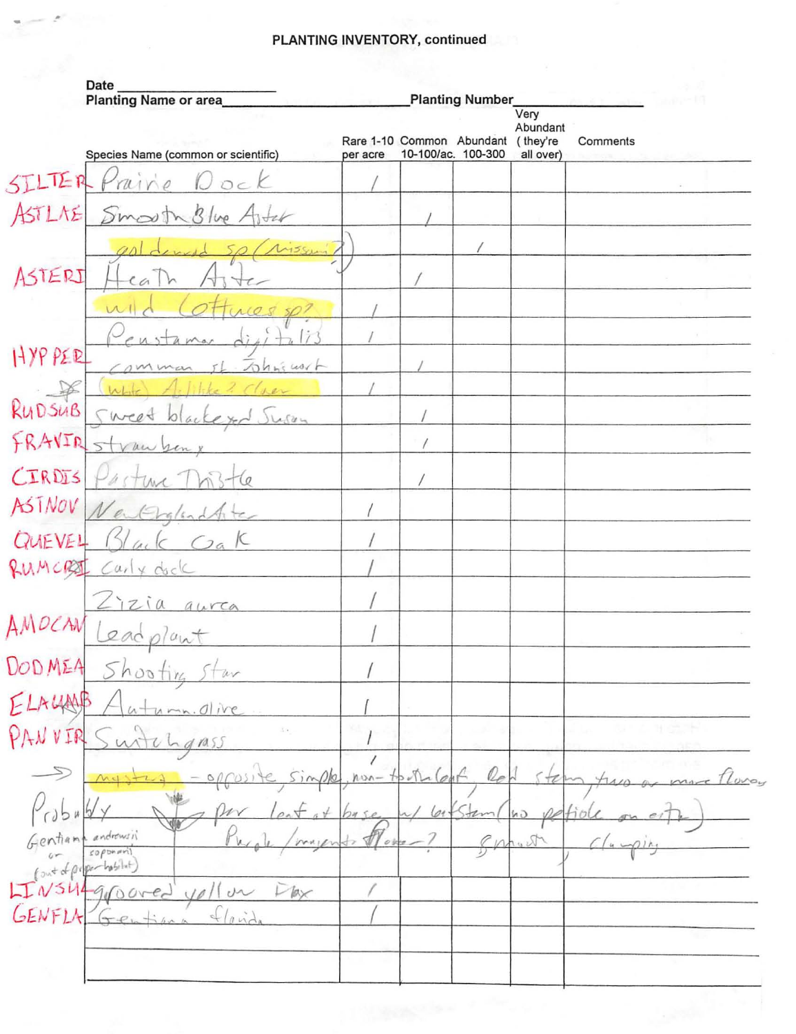## PLANTING INVENTORY, continued

Date ______________________

Planting Name or area ______________________ Planting Number ______________________

| | Species Name (common or scientific) | Rare 1-10 per acre | Common 10-100/ac. | Abundant 100-300 | Very Abundant (they're all over) | Comments |
|---|---|---|---|---|---|---|
| SILTER | Prairie Dock | / | | | | |
| ASTLAE | Smooth Blue Aster | | / | | | |
| | goldenrod sp (Missouri?) | | | / | | |
| ASTERI | Heath Aster | | / | | | |
| | wild Lettuce sp? | / | | | | |
| | Penstamon digitalis | / | | | | |
| HYPPER | common st. John's wort | | / | | | |
| | (white) Alfalfa? Clover | / | | | | |
| RUDSUB | sweet blackeyed Susan | | / | | | |
| FRAVIR | strawberry | | / | | | |
| CIRDIS | Pasture Thistle | | / | | | |
| ASTNOV | New England Aster | / | | | | |
| QUEVEL | Black Oak | / | | | | |
| RUMCRI | Curly dock | / | | | | |
| | Zizia aurea | / | | | | |
| AMOCAN | Leadplant | / | | | | |
| DODMEA | Shooting Star | / | | | | |
| ELAUMB | Autumn olive | / | | | | |
| PANVIR | Switchgrass | / | | | | |
| → | mystery – opposite, simple, non-toothed leaf, Red stem, two or more flowers per leaf at base w/ leaf stem (no petiole on either) Purple/magenta flower? Smooth, clumping | / | | | | |
| Probably Gentiana andrewsii or saponaria (out of proper habitat) | | | | | | |
| LINSUL | grooved yellow Flax | / | | | | |
| GENFLA | Gentiana flavida | / | | | | |
| | | | | | | |